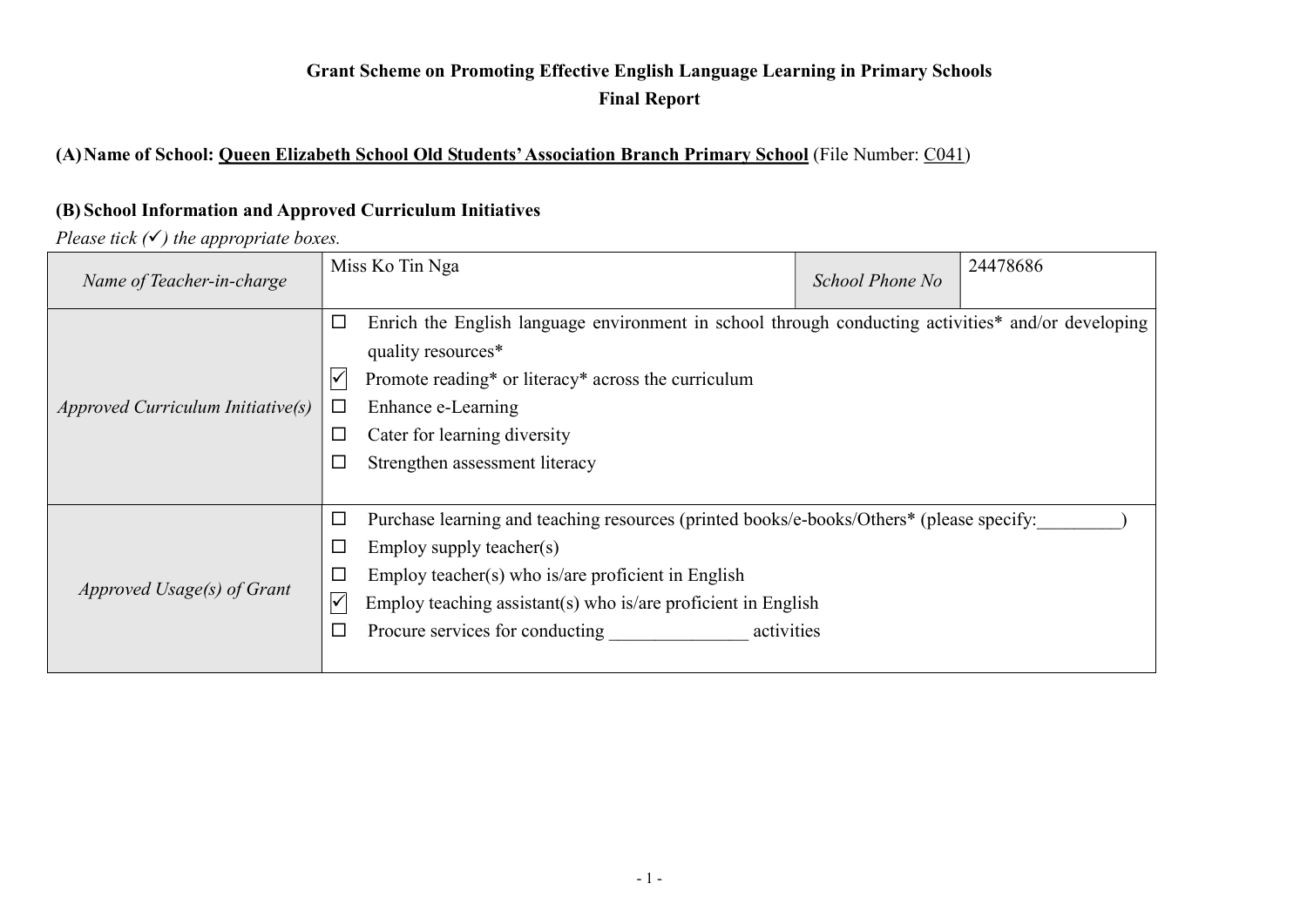**Grant Scheme on Promoting Effective English Language Learning in Primary Schools**

**Final Report**

**(A) Name of School: Queen Elizabeth School Old Students' Association Branch Primary School** (File Number: C041)

**(B) School Information and Approved Curriculum Initiatives**

*Please tick (✓) the appropriate boxes.*

| *Name of Teacher-in-charge* | Miss Ko Tin Nga | *School Phone No* | 24478686 |
|---|---|---|---|
| *Approved Curriculum Initiative(s)* | ☐ Enrich the English language environment in school through conducting activities* and/or developing quality resources*<br>☑ Promote reading* or literacy* across the curriculum<br>☐ Enhance e-Learning<br>☐ Cater for learning diversity<br>☐ Strengthen assessment literacy | | |
| *Approved Usage(s) of Grant* | ☐ Purchase learning and teaching resources (printed books/e-books/Others* (please specify:_________)<br>☐ Employ supply teacher(s)<br>☐ Employ teacher(s) who is/are proficient in English<br>☑ Employ teaching assistant(s) who is/are proficient in English<br>☐ Procure services for conducting _______________ activities | | |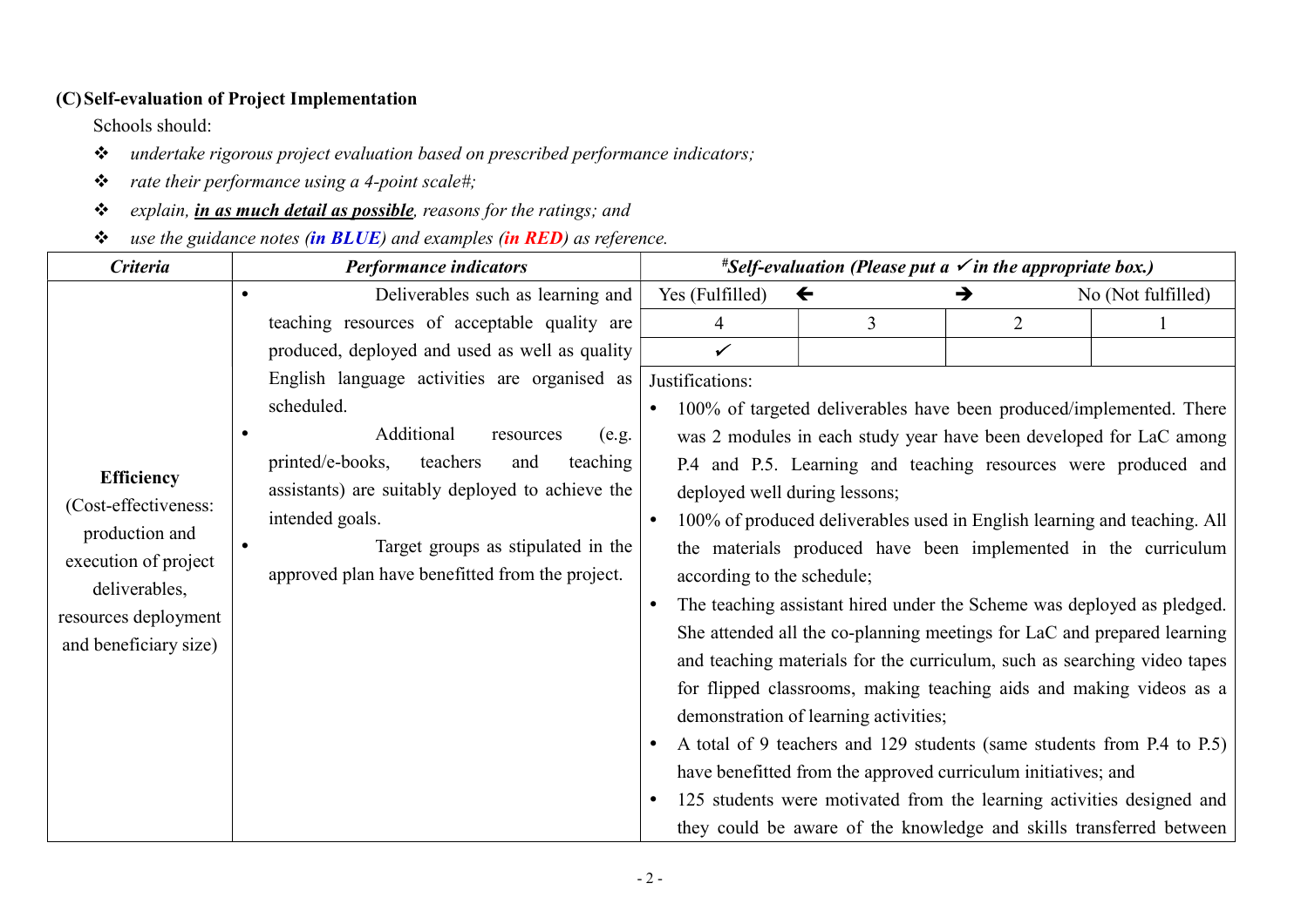## (C) Self-evaluation of Project Implementation

Schools should:

- *undertake rigorous project evaluation based on prescribed performance indicators;*
- *rate their performance using a 4-point scale#;*
- *explain, **in as much detail as possible**, reasons for the ratings; and*
- *use the guidance notes (**in BLUE**) and examples (**in RED**) as reference.*

| *Criteria* | *Performance indicators* | #*Self-evaluation (Please put a ✓ in the appropriate box.)* | | | |
|---|---|---|---|---|---|
| | | Yes (Fulfilled) ← | | → | No (Not fulfilled) |
| | | 4 | 3 | 2 | 1 |
| | | ✓ | | | |
| **Efficiency** (Cost-effectiveness: production and execution of project deliverables, resources deployment and beneficiary size) | • Deliverables such as learning and teaching resources of acceptable quality are produced, deployed and used as well as quality English language activities are organised as scheduled.<br>• Additional resources (e.g. printed/e-books, teachers and teaching assistants) are suitably deployed to achieve the intended goals.<br>• Target groups as stipulated in the approved plan have benefitted from the project. | Justifications:<br>• 100% of targeted deliverables have been produced/implemented. There was 2 modules in each study year have been developed for LaC among P.4 and P.5. Learning and teaching resources were produced and deployed well during lessons;<br>• 100% of produced deliverables used in English learning and teaching. All the materials produced have been implemented in the curriculum according to the schedule;<br>• The teaching assistant hired under the Scheme was deployed as pledged. She attended all the co-planning meetings for LaC and prepared learning and teaching materials for the curriculum, such as searching video tapes for flipped classrooms, making teaching aids and making videos as a demonstration of learning activities;<br>• A total of 9 teachers and 129 students (same students from P.4 to P.5) have benefitted from the approved curriculum initiatives; and<br>• 125 students were motivated from the learning activities designed and they could be aware of the knowledge and skills transferred between | | | |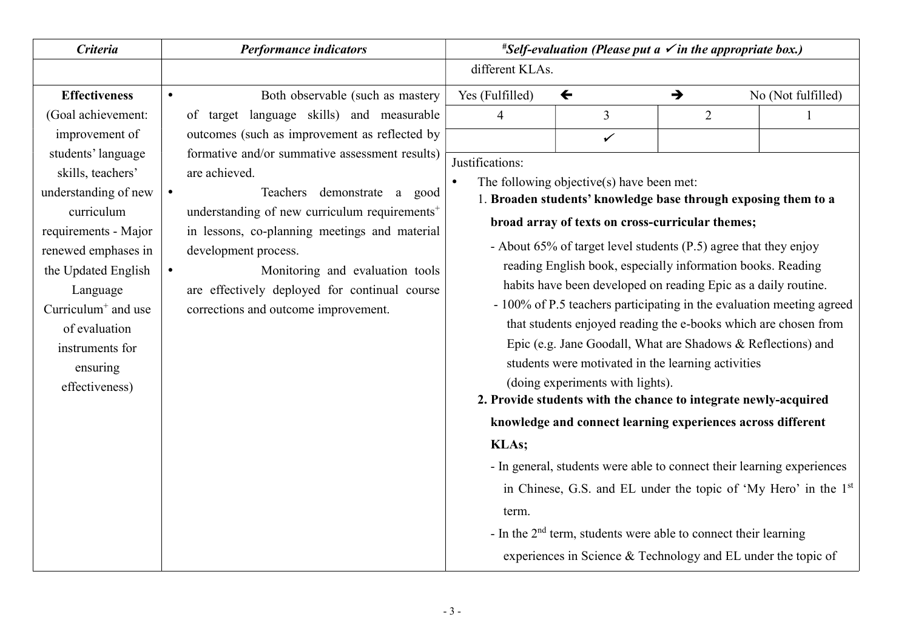| *Criteria* | *Performance indicators* | *#Self-evaluation (Please put a ✓ in the appropriate box.)* | | | |
|---|---|---|---|---|---|
| | | different KLAs. | | | |
| **Effectiveness** (Goal achievement: improvement of students' language skills, teachers' understanding of new curriculum requirements - Major renewed emphases in the Updated English Language Curriculum+ and use of evaluation instruments for ensuring effectiveness) | • Both observable (such as mastery of target language skills) and measurable outcomes (such as improvement as reflected by formative and/or summative assessment results) are achieved.<br>• Teachers demonstrate a good understanding of new curriculum requirements+ in lessons, co-planning meetings and material development process.<br>• Monitoring and evaluation tools are effectively deployed for continual course corrections and outcome improvement. | Yes (Fulfilled) ← | | → | No (Not fulfilled) |
| | | 4 | 3 | 2 | 1 |
| | | | ✓ | | |
| | | Justifications:<br>• The following objective(s) have been met:<br>1. **Broaden students' knowledge base through exposing them to a broad array of texts on cross-curricular themes;**<br>- About 65% of target level students (P.5) agree that they enjoy reading English book, especially information books. Reading habits have been developed on reading Epic as a daily routine.<br>- 100% of P.5 teachers participating in the evaluation meeting agreed that students enjoyed reading the e-books which are chosen from Epic (e.g. Jane Goodall, What are Shadows & Reflections) and students were motivated in the learning activities (doing experiments with lights).<br>**2. Provide students with the chance to integrate newly-acquired knowledge and connect learning experiences across different KLAs;**<br>- In general, students were able to connect their learning experiences in Chinese, G.S. and EL under the topic of 'My Hero' in the 1st term.<br>- In the 2nd term, students were able to connect their learning experiences in Science & Technology and EL under the topic of | | | |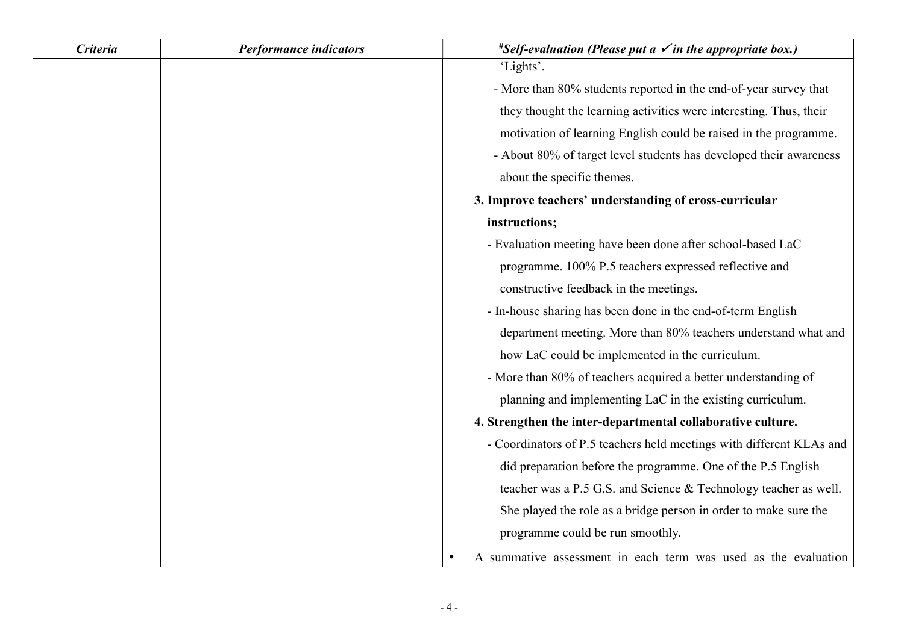| *Criteria* | *Performance indicators* | *[#]Self-evaluation (Please put a ✓ in the appropriate box.)* |
| --- | --- | --- |
| | | 'Lights'.<br>- More than 80% students reported in the end-of-year survey that they thought the learning activities were interesting. Thus, their motivation of learning English could be raised in the programme.<br>- About 80% of target level students has developed their awareness about the specific themes.<br>**3. Improve teachers' understanding of cross-curricular instructions;**<br>- Evaluation meeting have been done after school-based LaC programme. 100% P.5 teachers expressed reflective and constructive feedback in the meetings.<br>- In-house sharing has been done in the end-of-term English department meeting. More than 80% teachers understand what and how LaC could be implemented in the curriculum.<br>- More than 80% of teachers acquired a better understanding of planning and implementing LaC in the existing curriculum.<br>**4. Strengthen the inter-departmental collaborative culture.**<br>- Coordinators of P.5 teachers held meetings with different KLAs and did preparation before the programme. One of the P.5 English teacher was a P.5 G.S. and Science & Technology teacher as well. She played the role as a bridge person in order to make sure the programme could be run smoothly.<br>• A summative assessment in each term was used as the evaluation |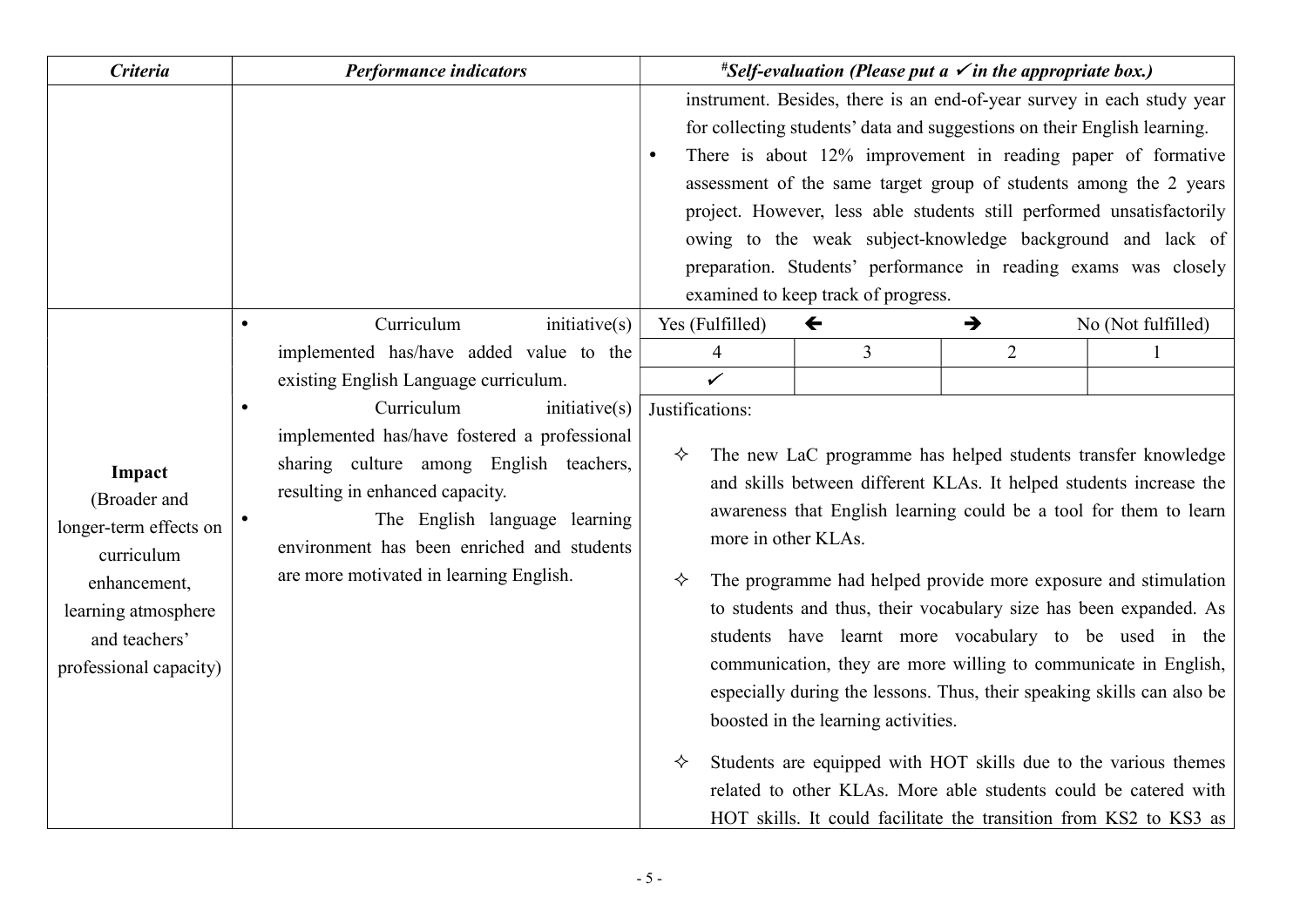| *Criteria* | *Performance indicators* | *#Self-evaluation (Please put a ✓ in the appropriate box.)* | | | |
|---|---|---|---|---|---|
| | | instrument. Besides, there is an end-of-year survey in each study year for collecting students' data and suggestions on their English learning.<br>• There is about 12% improvement in reading paper of formative assessment of the same target group of students among the 2 years project. However, less able students still performed unsatisfactorily owing to the weak subject-knowledge background and lack of preparation. Students' performance in reading exams was closely examined to keep track of progress. | | | |
| **Impact**<br>(Broader and longer-term effects on curriculum enhancement, learning atmosphere and teachers' professional capacity) | • Curriculum initiative(s) implemented has/have added value to the existing English Language curriculum.<br>• Curriculum initiative(s) implemented has/have fostered a professional sharing culture among English teachers, resulting in enhanced capacity.<br>• The English language learning environment has been enriched and students are more motivated in learning English. | Yes (Fulfilled) ← | | → | No (Not fulfilled) |
| | | 4 | 3 | 2 | 1 |
| | | ✓ | | | |
| | | Justifications:<br>✧ The new LaC programme has helped students transfer knowledge and skills between different KLAs. It helped students increase the awareness that English learning could be a tool for them to learn more in other KLAs.<br>✧ The programme had helped provide more exposure and stimulation to students and thus, their vocabulary size has been expanded. As students have learnt more vocabulary to be used in the communication, they are more willing to communicate in English, especially during the lessons. Thus, their speaking skills can also be boosted in the learning activities.<br>✧ Students are equipped with HOT skills due to the various themes related to other KLAs. More able students could be catered with HOT skills. It could facilitate the transition from KS2 to KS3 as | | | |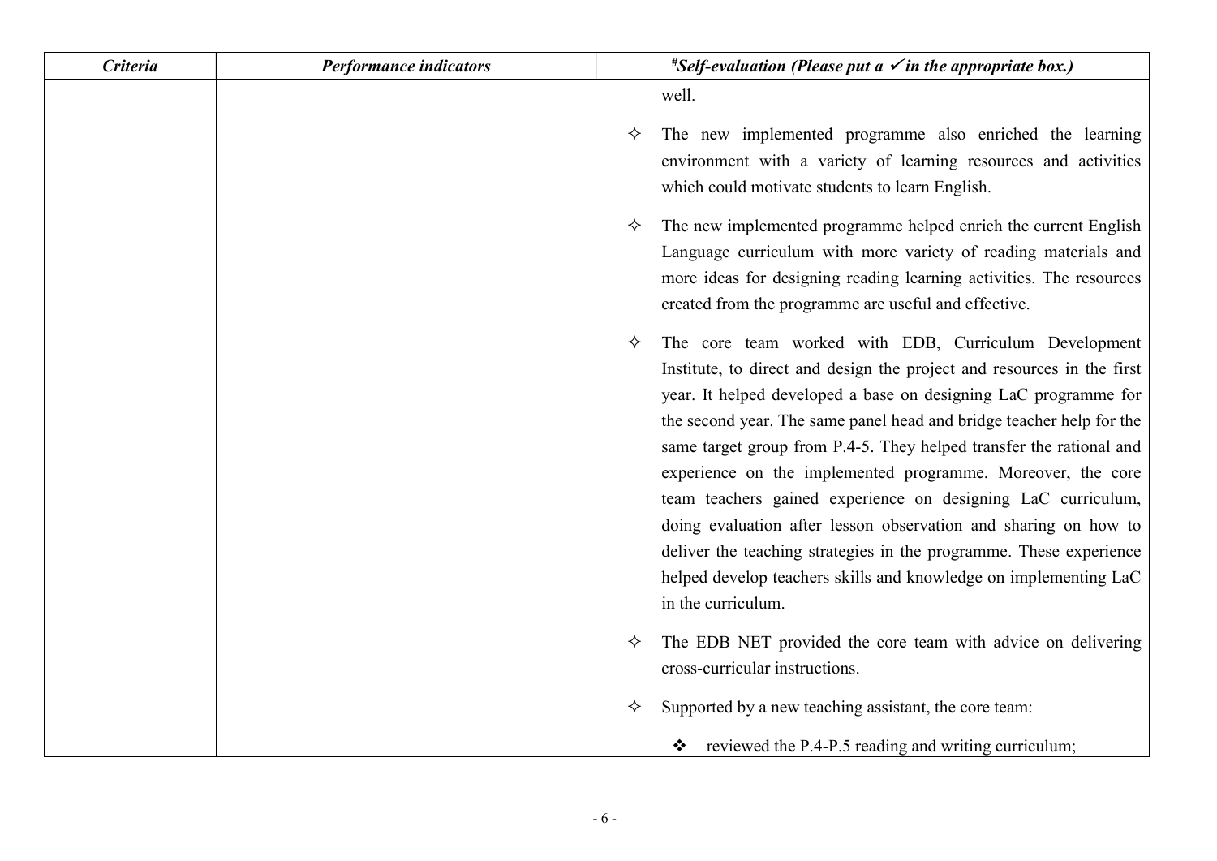| *Criteria* | *Performance indicators* | *#Self-evaluation (Please put a ✓ in the appropriate box.)* |
|---|---|---|
| | | well.<br><br>✧ The new implemented programme also enriched the learning environment with a variety of learning resources and activities which could motivate students to learn English.<br><br>✧ The new implemented programme helped enrich the current English Language curriculum with more variety of reading materials and more ideas for designing reading learning activities. The resources created from the programme are useful and effective.<br><br>✧ The core team worked with EDB, Curriculum Development Institute, to direct and design the project and resources in the first year. It helped developed a base on designing LaC programme for the second year. The same panel head and bridge teacher help for the same target group from P.4-5. They helped transfer the rational and experience on the implemented programme. Moreover, the core team teachers gained experience on designing LaC curriculum, doing evaluation after lesson observation and sharing on how to deliver the teaching strategies in the programme. These experience helped develop teachers skills and knowledge on implementing LaC in the curriculum.<br><br>✧ The EDB NET provided the core team with advice on delivering cross-curricular instructions.<br><br>✧ Supported by a new teaching assistant, the core team:<br><br>❖ reviewed the P.4-P.5 reading and writing curriculum; |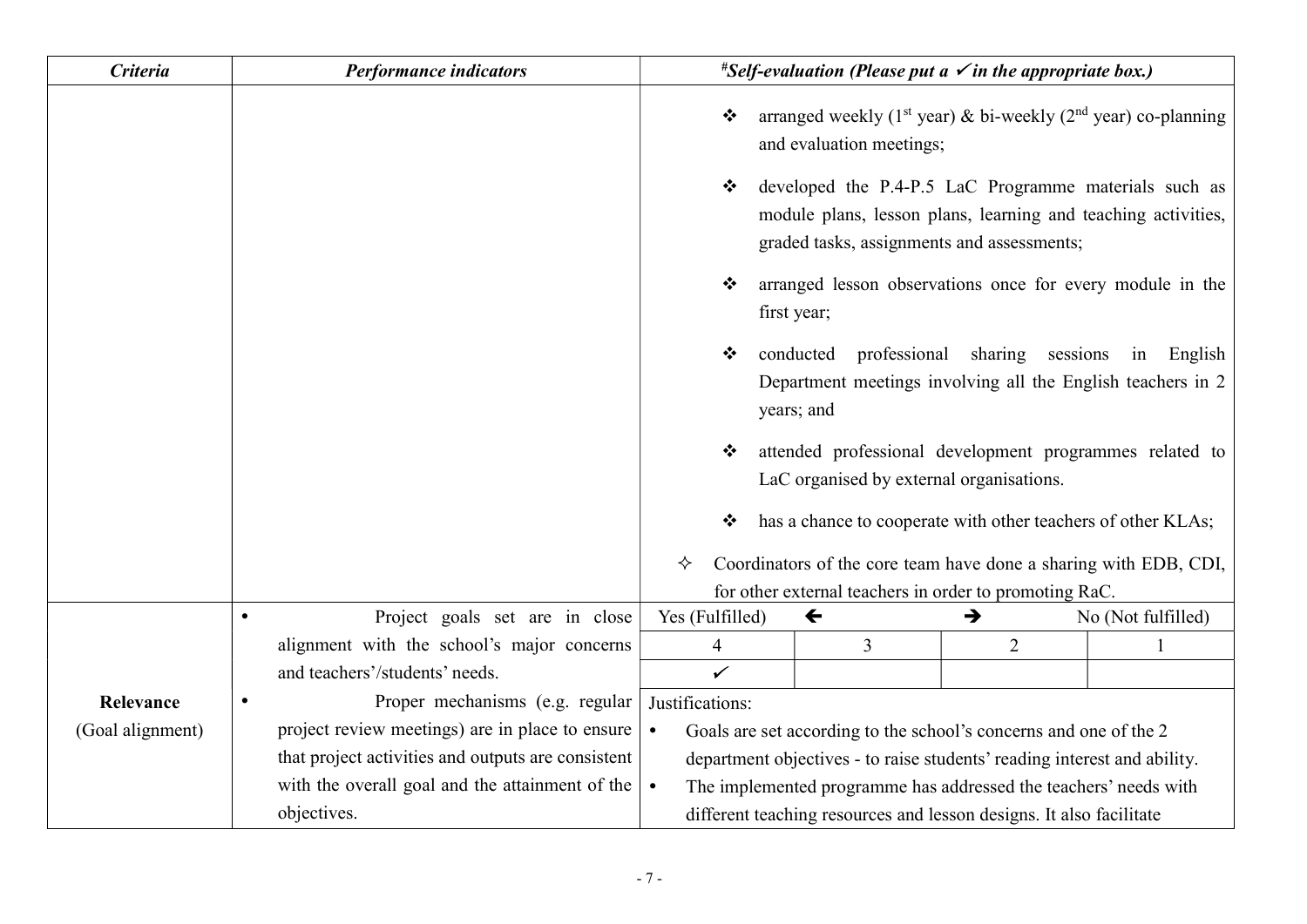| *Criteria* | *Performance indicators* | *#Self-evaluation (Please put a ✓ in the appropriate box.)* | | | |
|---|---|---|---|---|---|
| | | ❖ arranged weekly (1st year) & bi-weekly (2nd year) co-planning and evaluation meetings;<br><br>❖ developed the P.4-P.5 LaC Programme materials such as module plans, lesson plans, learning and teaching activities, graded tasks, assignments and assessments;<br><br>❖ arranged lesson observations once for every module in the first year;<br><br>❖ conducted professional sharing sessions in English Department meetings involving all the English teachers in 2 years; and<br><br>❖ attended professional development programmes related to LaC organised by external organisations.<br><br>❖ has a chance to cooperate with other teachers of other KLAs;<br><br>✧ Coordinators of the core team have done a sharing with EDB, CDI, for other external teachers in order to promoting RaC. | | | |
| **Relevance** (Goal alignment) | • Project goals set are in close alignment with the school's major concerns and teachers'/students' needs.<br><br>• Proper mechanisms (e.g. regular project review meetings) are in place to ensure that project activities and outputs are consistent with the overall goal and the attainment of the objectives. | Yes (Fulfilled) ← | | → | No (Not fulfilled) |
| | | 4 | 3 | 2 | 1 |
| | | ✓ | | | |
| | | Justifications:<br>• Goals are set according to the school's concerns and one of the 2 department objectives - to raise students' reading interest and ability.<br>• The implemented programme has addressed the teachers' needs with different teaching resources and lesson designs. It also facilitate | | | |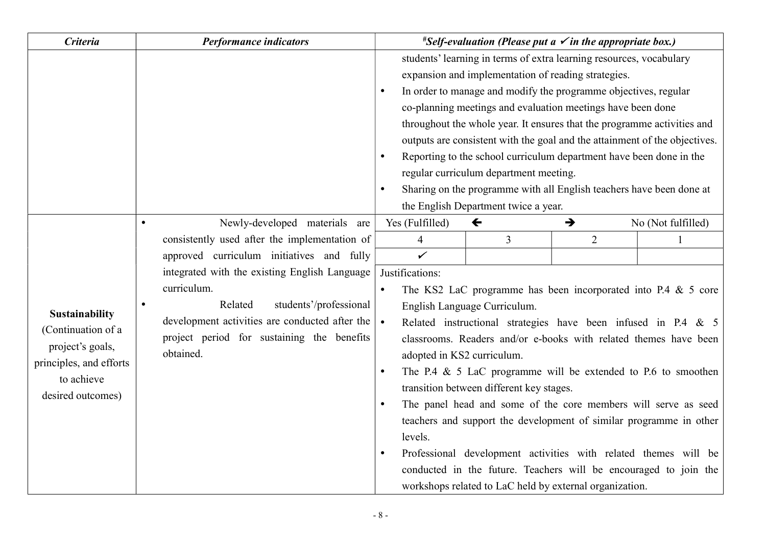| *Criteria* | *Performance indicators* | *#Self-evaluation (Please put a ✓ in the appropriate box.)* | | | |
|---|---|---|---|---|---|
| | | students' learning in terms of extra learning resources, vocabulary expansion and implementation of reading strategies.<br>• In order to manage and modify the programme objectives, regular co-planning meetings and evaluation meetings have been done throughout the whole year. It ensures that the programme activities and outputs are consistent with the goal and the attainment of the objectives.<br>• Reporting to the school curriculum department have been done in the regular curriculum department meeting.<br>• Sharing on the programme with all English teachers have been done at the English Department twice a year. | | | |
| **Sustainability** (Continuation of a project's goals, principles, and efforts to achieve desired outcomes) | • Newly-developed materials are consistently used after the implementation of approved curriculum initiatives and fully integrated with the existing English Language curriculum.<br>• Related students'/professional development activities are conducted after the project period for sustaining the benefits obtained. | Yes (Fulfilled) ← | | → | No (Not fulfilled) |
| | | 4 | 3 | 2 | 1 |
| | | ✓ | | | |
| | | Justifications:<br>• The KS2 LaC programme has been incorporated into P.4 & 5 core English Language Curriculum.<br>• Related instructional strategies have been infused in P.4 & 5 classrooms. Readers and/or e-books with related themes have been adopted in KS2 curriculum.<br>• The P.4 & 5 LaC programme will be extended to P.6 to smoothen transition between different key stages.<br>• The panel head and some of the core members will serve as seed teachers and support the development of similar programme in other levels.<br>• Professional development activities with related themes will be conducted in the future. Teachers will be encouraged to join the workshops related to LaC held by external organization. | | | |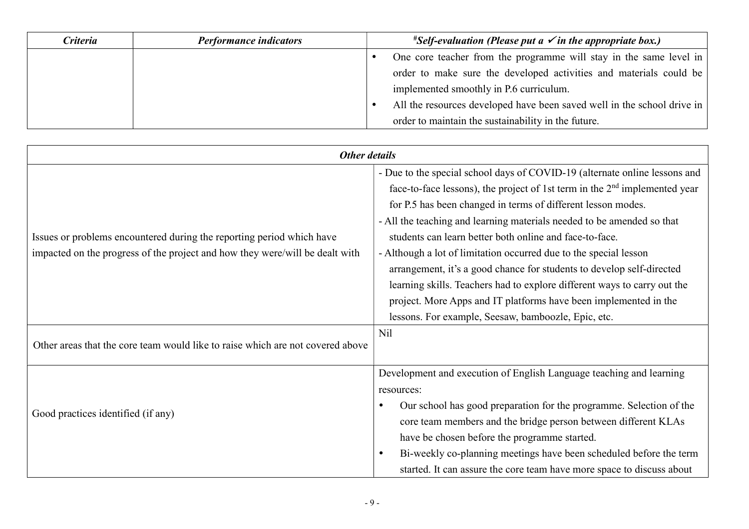| *Criteria* | *Performance indicators* | *#Self-evaluation (Please put a ✓ in the appropriate box.)* |
|---|---|---|
| | | • One core teacher from the programme will stay in the same level in order to make sure the developed activities and materials could be implemented smoothly in P.6 curriculum.<br>• All the resources developed have been saved well in the school drive in order to maintain the sustainability in the future. |

| *Other details* | |
|---|---|
| Issues or problems encountered during the reporting period which have impacted on the progress of the project and how they were/will be dealt with | - Due to the special school days of COVID-19 (alternate online lessons and face-to-face lessons), the project of 1st term in the 2nd implemented year for P.5 has been changed in terms of different lesson modes.<br>- All the teaching and learning materials needed to be amended so that students can learn better both online and face-to-face.<br>- Although a lot of limitation occurred due to the special lesson arrangement, it's a good chance for students to develop self-directed learning skills. Teachers had to explore different ways to carry out the project. More Apps and IT platforms have been implemented in the lessons. For example, Seesaw, bamboozle, Epic, etc. |
| Other areas that the core team would like to raise which are not covered above | Nil |
| Good practices identified (if any) | Development and execution of English Language teaching and learning resources:<br>• Our school has good preparation for the programme. Selection of the core team members and the bridge person between different KLAs have be chosen before the programme started.<br>• Bi-weekly co-planning meetings have been scheduled before the term started. It can assure the core team have more space to discuss about |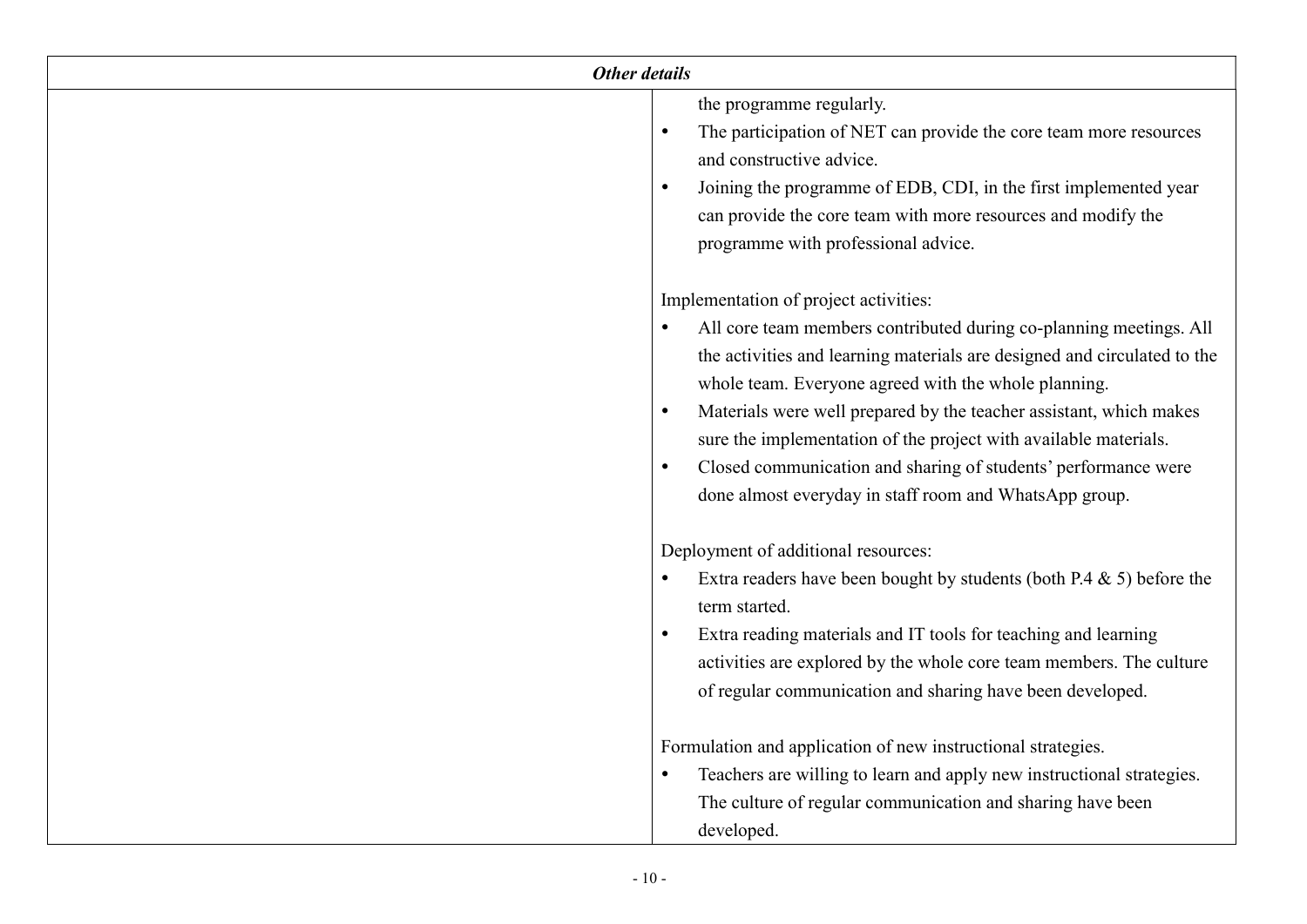| *Other details* | |
|---|---|
| | the programme regularly.<br>• The participation of NET can provide the core team more resources and constructive advice.<br>• Joining the programme of EDB, CDI, in the first implemented year can provide the core team with more resources and modify the programme with professional advice.<br><br>Implementation of project activities:<br>• All core team members contributed during co-planning meetings. All the activities and learning materials are designed and circulated to the whole team. Everyone agreed with the whole planning.<br>• Materials were well prepared by the teacher assistant, which makes sure the implementation of the project with available materials.<br>• Closed communication and sharing of students' performance were done almost everyday in staff room and WhatsApp group.<br><br>Deployment of additional resources:<br>• Extra readers have been bought by students (both P.4 & 5) before the term started.<br>• Extra reading materials and IT tools for teaching and learning activities are explored by the whole core team members. The culture of regular communication and sharing have been developed.<br><br>Formulation and application of new instructional strategies.<br>• Teachers are willing to learn and apply new instructional strategies. The culture of regular communication and sharing have been developed. |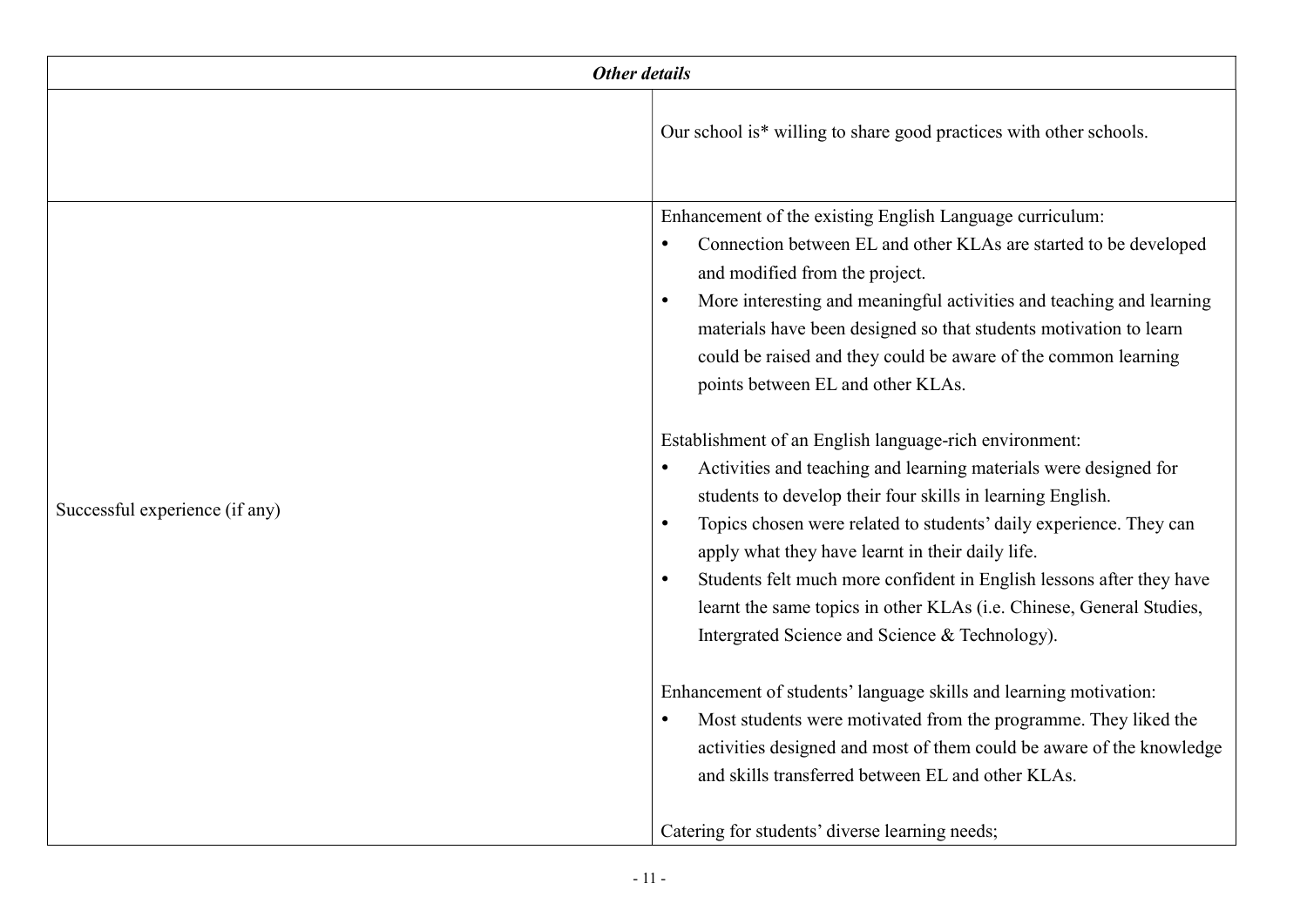| *Other details* | |
|---|---|
| | Our school is* willing to share good practices with other schools. |
| Successful experience (if any) | Enhancement of the existing English Language curriculum:<br>• Connection between EL and other KLAs are started to be developed and modified from the project.<br>• More interesting and meaningful activities and teaching and learning materials have been designed so that students motivation to learn could be raised and they could be aware of the common learning points between EL and other KLAs.<br><br>Establishment of an English language-rich environment:<br>• Activities and teaching and learning materials were designed for students to develop their four skills in learning English.<br>• Topics chosen were related to students' daily experience. They can apply what they have learnt in their daily life.<br>• Students felt much more confident in English lessons after they have learnt the same topics in other KLAs (i.e. Chinese, General Studies, Intergrated Science and Science & Technology).<br><br>Enhancement of students' language skills and learning motivation:<br>• Most students were motivated from the programme. They liked the activities designed and most of them could be aware of the knowledge and skills transferred between EL and other KLAs.<br><br>Catering for students' diverse learning needs; |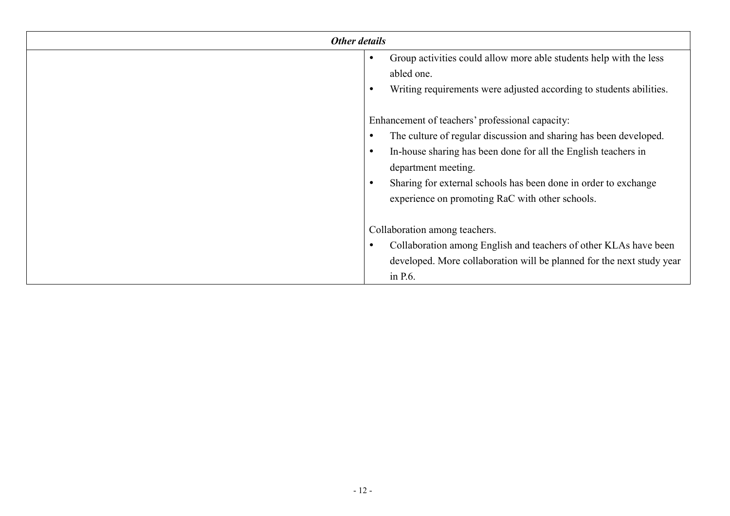| *Other details* | |
|---|---|
| | • Group activities could allow more able students help with the less abled one.<br>• Writing requirements were adjusted according to students abilities.<br><br>Enhancement of teachers' professional capacity:<br>• The culture of regular discussion and sharing has been developed.<br>• In-house sharing has been done for all the English teachers in department meeting.<br>• Sharing for external schools has been done in order to exchange experience on promoting RaC with other schools.<br><br>Collaboration among teachers.<br>• Collaboration among English and teachers of other KLAs have been developed. More collaboration will be planned for the next study year in P.6. |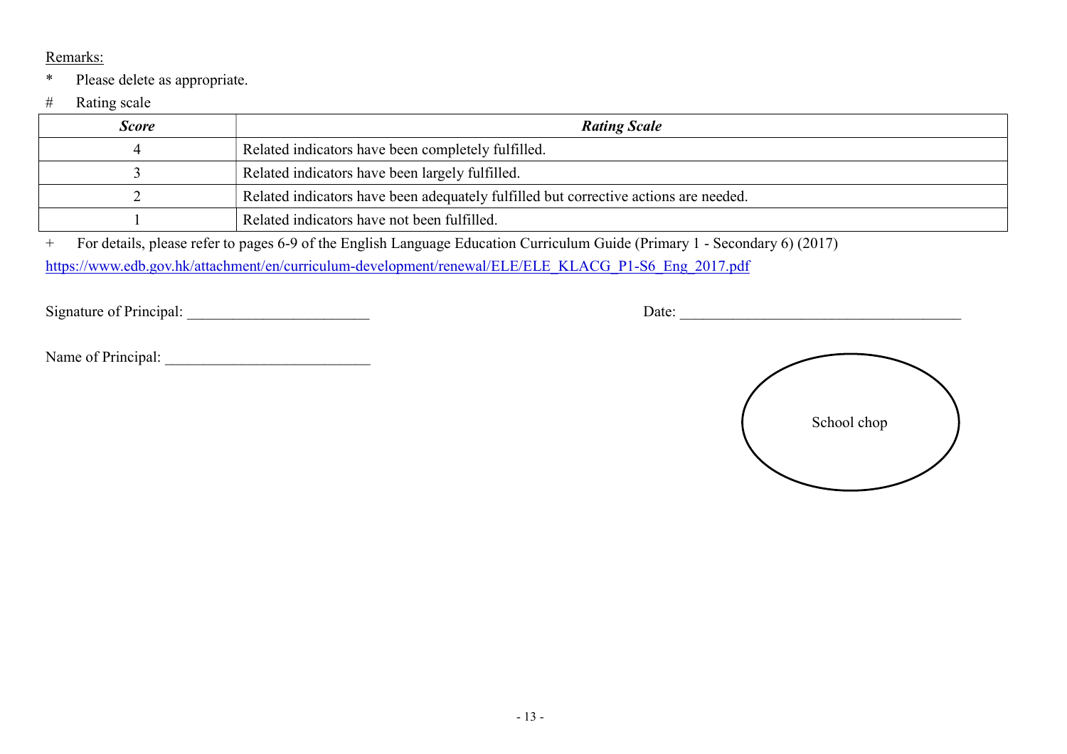Remarks:

\* Please delete as appropriate.

\# Rating scale

| ***Score*** | ***Rating Scale*** |
|---|---|
| 4 | Related indicators have been completely fulfilled. |
| 3 | Related indicators have been largely fulfilled. |
| 2 | Related indicators have been adequately fulfilled but corrective actions are needed. |
| 1 | Related indicators have not been fulfilled. |

\+ For details, please refer to pages 6-9 of the English Language Education Curriculum Guide (Primary 1 - Secondary 6) (2017)
https://www.edb.gov.hk/attachment/en/curriculum-development/renewal/ELE/ELE_KLACG_P1-S6_Eng_2017.pdf

Signature of Principal: ________________________ Date: ______________________________________

Name of Principal: ___________________________

School chop